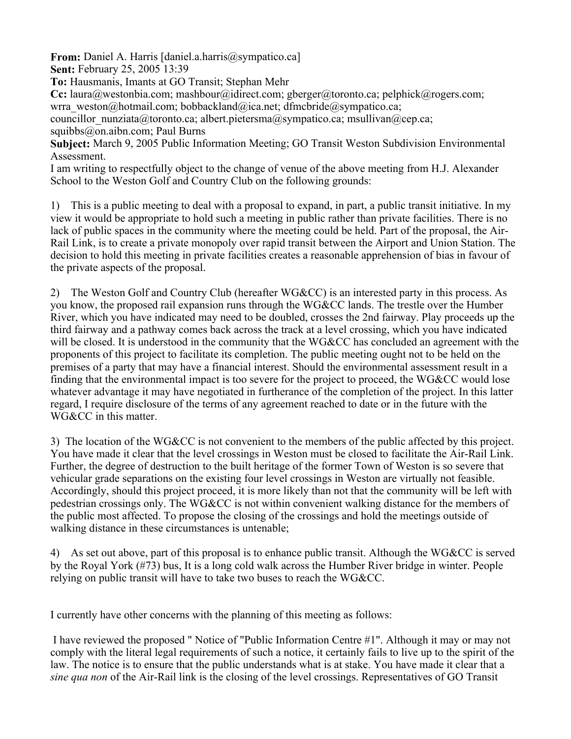**From:** Daniel A. Harris [daniel.a.harris@sympatico.ca]
**Sent:** February 25, 2005 13:39
**To:** Hausmanis, Imants at GO Transit; Stephan Mehr
**Cc:** laura@westonbia.com; mashbour@idirect.com; gberger@toronto.ca; pelphick@rogers.com; wrra_weston@hotmail.com; bobbackland@ica.net; dfmcbride@sympatico.ca; councillor_nunziata@toronto.ca; albert.pietersma@sympatico.ca; msullivan@cep.ca; squibbs@on.aibn.com; Paul Burns
**Subject:** March 9, 2005 Public Information Meeting; GO Transit Weston Subdivision Environmental Assessment.

I am writing to respectfully object to the change of venue of the above meeting from H.J. Alexander School to the Weston Golf and Country Club on the following grounds:

1) This is a public meeting to deal with a proposal to expand, in part, a public transit initiative. In my view it would be appropriate to hold such a meeting in public rather than private facilities. There is no lack of public spaces in the community where the meeting could be held. Part of the proposal, the Air-Rail Link, is to create a private monopoly over rapid transit between the Airport and Union Station. The decision to hold this meeting in private facilities creates a reasonable apprehension of bias in favour of the private aspects of the proposal.

2) The Weston Golf and Country Club (hereafter WG&CC) is an interested party in this process. As you know, the proposed rail expansion runs through the WG&CC lands. The trestle over the Humber River, which you have indicated may need to be doubled, crosses the 2nd fairway. Play proceeds up the third fairway and a pathway comes back across the track at a level crossing, which you have indicated will be closed. It is understood in the community that the WG&CC has concluded an agreement with the proponents of this project to facilitate its completion. The public meeting ought not to be held on the premises of a party that may have a financial interest. Should the environmental assessment result in a finding that the environmental impact is too severe for the project to proceed, the WG&CC would lose whatever advantage it may have negotiated in furtherance of the completion of the project. In this latter regard, I require disclosure of the terms of any agreement reached to date or in the future with the WG&CC in this matter.

3) The location of the WG&CC is not convenient to the members of the public affected by this project. You have made it clear that the level crossings in Weston must be closed to facilitate the Air-Rail Link. Further, the degree of destruction to the built heritage of the former Town of Weston is so severe that vehicular grade separations on the existing four level crossings in Weston are virtually not feasible. Accordingly, should this project proceed, it is more likely than not that the community will be left with pedestrian crossings only. The WG&CC is not within convenient walking distance for the members of the public most affected. To propose the closing of the crossings and hold the meetings outside of walking distance in these circumstances is untenable;

4) As set out above, part of this proposal is to enhance public transit. Although the WG&CC is served by the Royal York (#73) bus, It is a long cold walk across the Humber River bridge in winter. People relying on public transit will have to take two buses to reach the WG&CC.

I currently have other concerns with the planning of this meeting as follows:

I have reviewed the proposed " Notice of "Public Information Centre #1". Although it may or may not comply with the literal legal requirements of such a notice, it certainly fails to live up to the spirit of the law. The notice is to ensure that the public understands what is at stake. You have made it clear that a *sine qua non* of the Air-Rail link is the closing of the level crossings. Representatives of GO Transit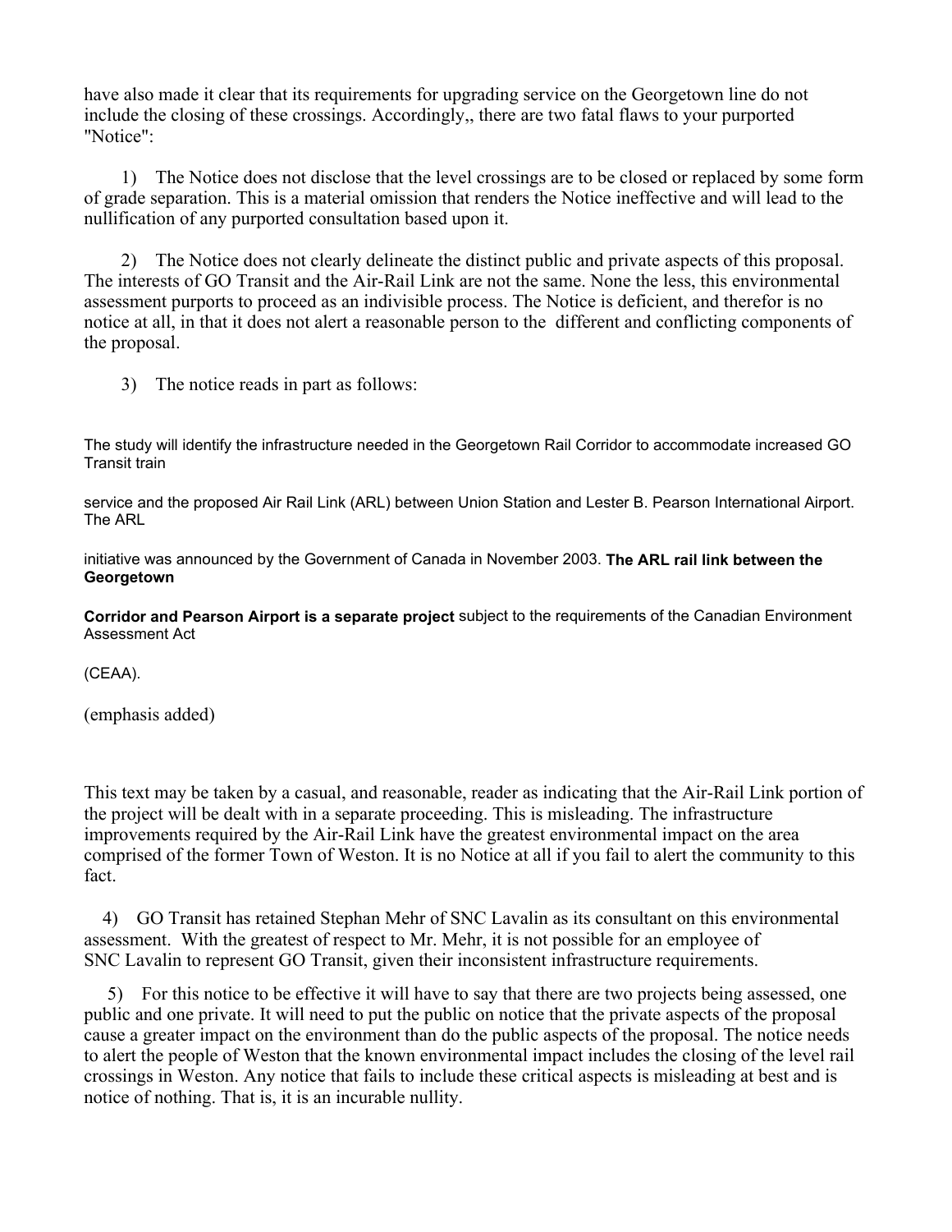have also made it clear that its requirements for upgrading service on the Georgetown line do not include the closing of these crossings. Accordingly,, there are two fatal flaws to your purported "Notice":

1) The Notice does not disclose that the level crossings are to be closed or replaced by some form of grade separation. This is a material omission that renders the Notice ineffective and will lead to the nullification of any purported consultation based upon it.

2) The Notice does not clearly delineate the distinct public and private aspects of this proposal. The interests of GO Transit and the Air-Rail Link are not the same. None the less, this environmental assessment purports to proceed as an indivisible process. The Notice is deficient, and therefor is no notice at all, in that it does not alert a reasonable person to the different and conflicting components of the proposal.

3) The notice reads in part as follows:

The study will identify the infrastructure needed in the Georgetown Rail Corridor to accommodate increased GO Transit train

service and the proposed Air Rail Link (ARL) between Union Station and Lester B. Pearson International Airport. The ARL

initiative was announced by the Government of Canada in November 2003. **The ARL rail link between the Georgetown**

**Corridor and Pearson Airport is a separate project** subject to the requirements of the Canadian Environment Assessment Act

(CEAA).

(emphasis added)

This text may be taken by a casual, and reasonable, reader as indicating that the Air-Rail Link portion of the project will be dealt with in a separate proceeding. This is misleading. The infrastructure improvements required by the Air-Rail Link have the greatest environmental impact on the area comprised of the former Town of Weston. It is no Notice at all if you fail to alert the community to this fact.

4) GO Transit has retained Stephan Mehr of SNC Lavalin as its consultant on this environmental assessment. With the greatest of respect to Mr. Mehr, it is not possible for an employee of SNC Lavalin to represent GO Transit, given their inconsistent infrastructure requirements.

5) For this notice to be effective it will have to say that there are two projects being assessed, one public and one private. It will need to put the public on notice that the private aspects of the proposal cause a greater impact on the environment than do the public aspects of the proposal. The notice needs to alert the people of Weston that the known environmental impact includes the closing of the level rail crossings in Weston. Any notice that fails to include these critical aspects is misleading at best and is notice of nothing. That is, it is an incurable nullity.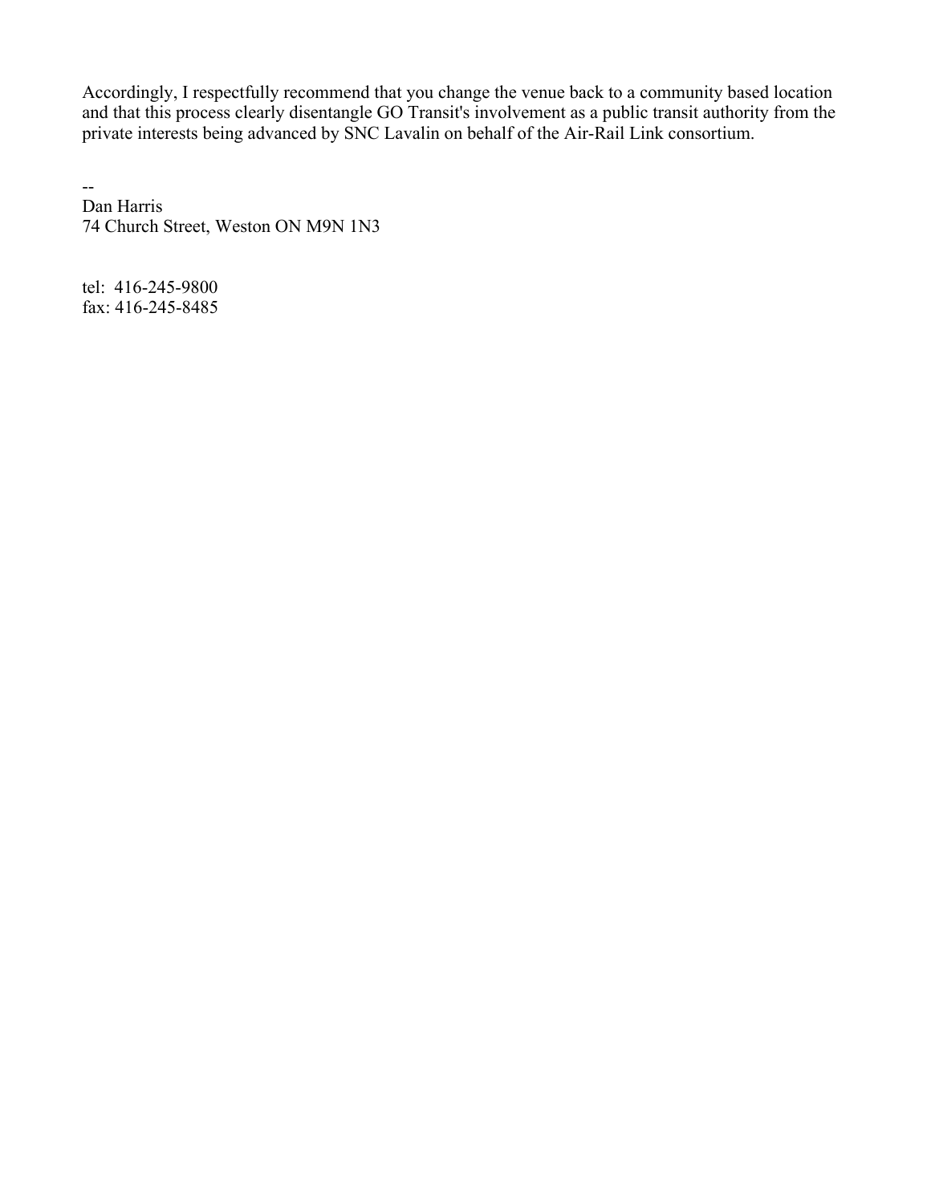Accordingly, I respectfully recommend that you change the venue back to a community based location and that this process clearly disentangle GO Transit's involvement as a public transit authority from the private interests being advanced by SNC Lavalin on behalf of the Air-Rail Link consortium.

--
Dan Harris
74 Church Street, Weston ON M9N 1N3

tel: 416-245-9800
fax: 416-245-8485